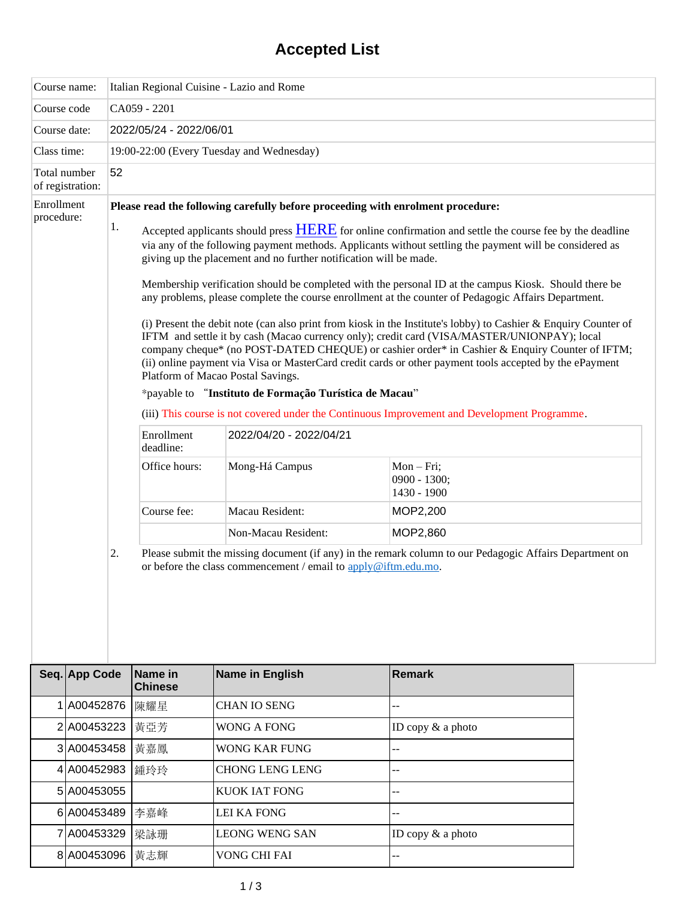# Accepted List

| | |
|---|---|
| Course name: | Italian Regional Cuisine - Lazio and Rome |
| Course code | CA059 - 2201 |
| Course date: | 2022/05/24 - 2022/06/01 |
| Class time: | 19:00-22:00 (Every Tuesday and Wednesday) |
| Total number of registration: | 52 |

**Enrollment procedure:**

**Please read the following carefully before proceeding with enrolment procedure:**

1. Accepted applicants should press HERE for online confirmation and settle the course fee by the deadline via any of the following payment methods. Applicants without settling the payment will be considered as giving up the placement and no further notification will be made.

   Membership verification should be completed with the personal ID at the campus Kiosk. Should there be any problems, please complete the course enrollment at the counter of Pedagogic Affairs Department.

   (i) Present the debit note (can also print from kiosk in the Institute's lobby) to Cashier & Enquiry Counter of IFTM and settle it by cash (Macao currency only); credit card (VISA/MASTER/UNIONPAY); local company cheque* (no POST-DATED CHEQUE) or cashier order* in Cashier & Enquiry Counter of IFTM;
   (ii) online payment via Visa or MasterCard credit cards or other payment tools accepted by the ePayment Platform of Macao Postal Savings.

   *payable to "**Instituto de Formação Turística de Macau**"

   (iii) This course is not covered under the Continuous Improvement and Development Programme.

   | | | |
   |---|---|---|
   | Enrollment deadline: | 2022/04/20 - 2022/04/21 | |
   | Office hours: | Mong-Há Campus | Mon – Fri; 0900 - 1300; 1430 - 1900 |
   | Course fee: | Macau Resident: | MOP2,200 |
   | | Non-Macau Resident: | MOP2,860 |

2. Please submit the missing document (if any) in the remark column to our Pedagogic Affairs Department on or before the class commencement / email to apply@iftm.edu.mo.

| Seq. | App Code | Name in Chinese | Name in English | Remark |
|---|---|---|---|---|
| 1 | A00452876 | 陳耀星 | CHAN IO SENG | -- |
| 2 | A00453223 | 黃亞芳 | WONG A FONG | ID copy & a photo |
| 3 | A00453458 | 黃嘉鳳 | WONG KAR FUNG | -- |
| 4 | A00452983 | 鍾玲玲 | CHONG LENG LENG | -- |
| 5 | A00453055 | | KUOK IAT FONG | -- |
| 6 | A00453489 | 李嘉峰 | LEI KA FONG | -- |
| 7 | A00453329 | 梁詠珊 | LEONG WENG SAN | ID copy & a photo |
| 8 | A00453096 | 黃志輝 | VONG CHI FAI | -- |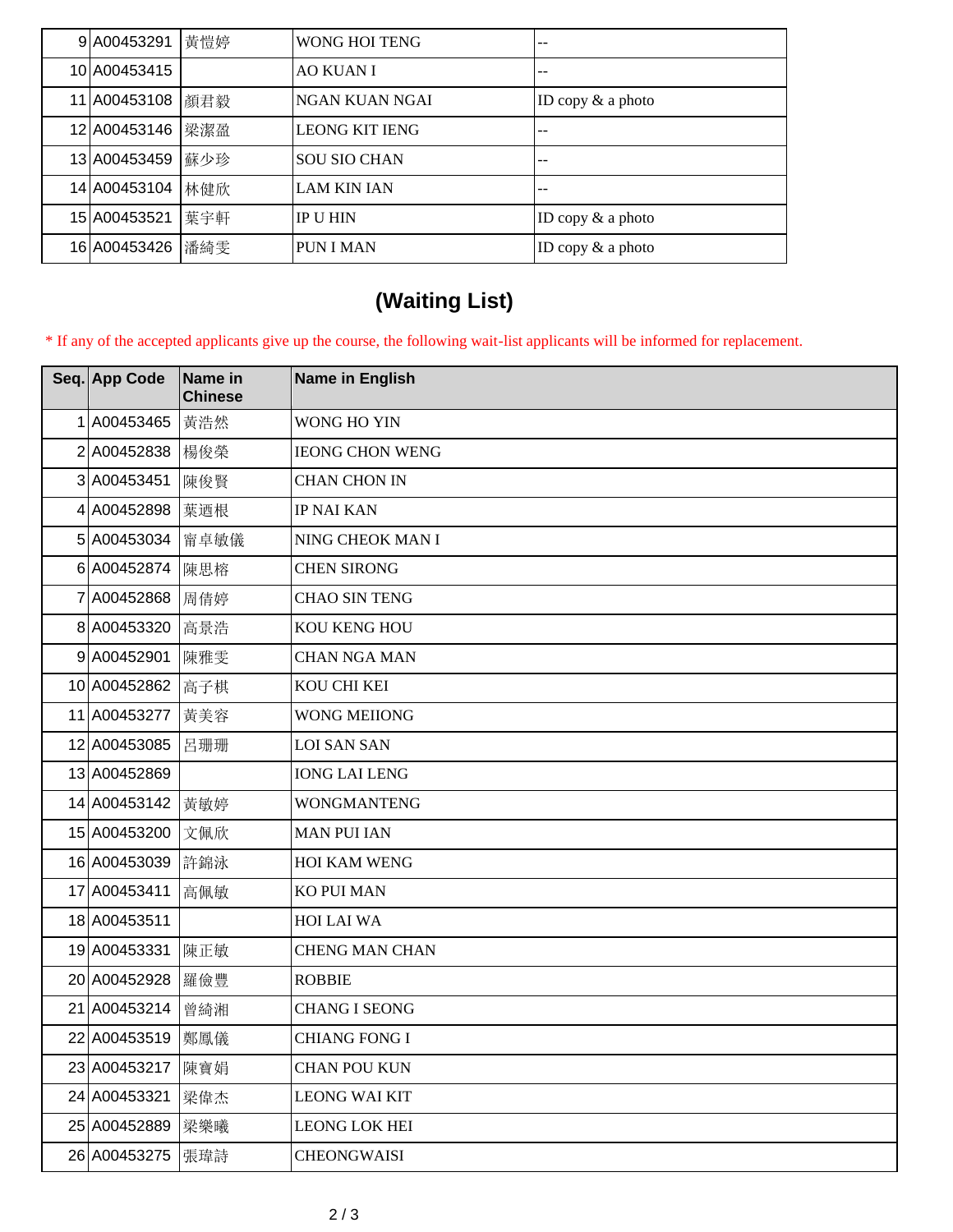| | | | | |
|---|---|---|---|---|
| 9 | A00453291 | 黃愷婷 | WONG HOI TENG | -- |
| 10 | A00453415 | | AO KUAN I | -- |
| 11 | A00453108 | 顏君毅 | NGAN KUAN NGAI | ID copy & a photo |
| 12 | A00453146 | 梁潔盈 | LEONG KIT IENG | -- |
| 13 | A00453459 | 蘇少珍 | SOU SIO CHAN | -- |
| 14 | A00453104 | 林健欣 | LAM KIN IAN | -- |
| 15 | A00453521 | 葉宇軒 | IP U HIN | ID copy & a photo |
| 16 | A00453426 | 潘綺雯 | PUN I MAN | ID copy & a photo |

## (Waiting List)

* If any of the accepted applicants give up the course, the following wait-list applicants will be informed for replacement.

| Seq. | App Code | Name in Chinese | Name in English |
|---|---|---|---|
| 1 | A00453465 | 黃浩然 | WONG HO YIN |
| 2 | A00452838 | 楊俊榮 | IEONG CHON WENG |
| 3 | A00453451 | 陳俊賢 | CHAN CHON IN |
| 4 | A00452898 | 葉迺根 | IP NAI KAN |
| 5 | A00453034 | 甯卓敏儀 | NING CHEOK MAN I |
| 6 | A00452874 | 陳思榕 | CHEN SIRONG |
| 7 | A00452868 | 周倩婷 | CHAO SIN TENG |
| 8 | A00453320 | 高景浩 | KOU KENG HOU |
| 9 | A00452901 | 陳雅雯 | CHAN NGA MAN |
| 10 | A00452862 | 高子棋 | KOU CHI KEI |
| 11 | A00453277 | 黃美容 | WONG MEIIONG |
| 12 | A00453085 | 呂珊珊 | LOI SAN SAN |
| 13 | A00452869 | | IONG LAI LENG |
| 14 | A00453142 | 黃敏婷 | WONGMANTENG |
| 15 | A00453200 | 文佩欣 | MAN PUI IAN |
| 16 | A00453039 | 許錦泳 | HOI KAM WENG |
| 17 | A00453411 | 高佩敏 | KO PUI MAN |
| 18 | A00453511 | | HOI LAI WA |
| 19 | A00453331 | 陳正敏 | CHENG MAN CHAN |
| 20 | A00452928 | 羅儉豐 | ROBBIE |
| 21 | A00453214 | 曾綺湘 | CHANG I SEONG |
| 22 | A00453519 | 鄭鳳儀 | CHIANG FONG I |
| 23 | A00453217 | 陳寶娟 | CHAN POU KUN |
| 24 | A00453321 | 梁偉杰 | LEONG WAI KIT |
| 25 | A00452889 | 梁樂曦 | LEONG LOK HEI |
| 26 | A00453275 | 張瑋詩 | CHEONGWAISI |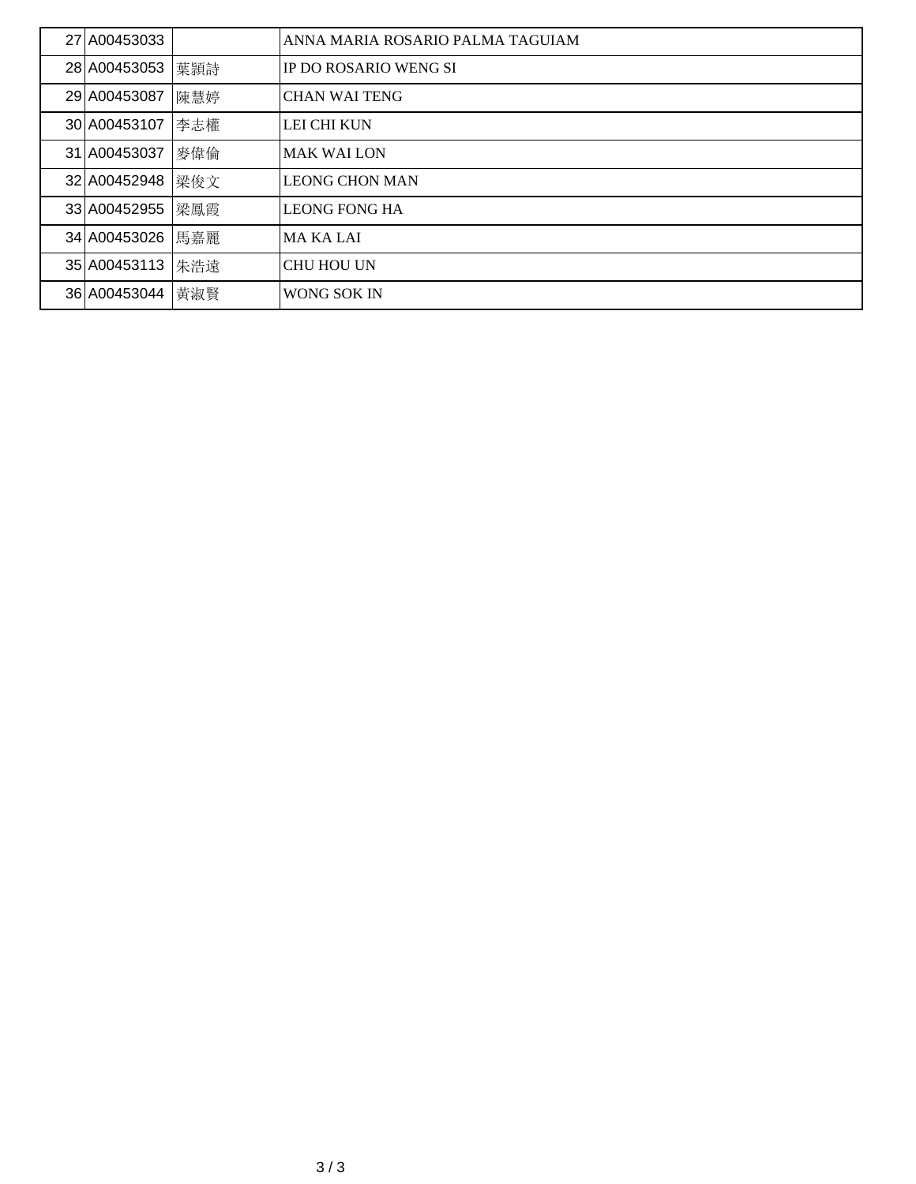| | | | |
|---|---|---|---|
| 27 | A00453033 | | ANNA MARIA ROSARIO PALMA TAGUIAM |
| 28 | A00453053 | 葉穎詩 | IP DO ROSARIO WENG SI |
| 29 | A00453087 | 陳慧婷 | CHAN WAI TENG |
| 30 | A00453107 | 李志權 | LEI CHI KUN |
| 31 | A00453037 | 麥偉倫 | MAK WAI LON |
| 32 | A00452948 | 梁俊文 | LEONG CHON MAN |
| 33 | A00452955 | 梁鳳霞 | LEONG FONG HA |
| 34 | A00453026 | 馬嘉麗 | MA KA LAI |
| 35 | A00453113 | 朱浩遠 | CHU HOU UN |
| 36 | A00453044 | 黃淑賢 | WONG SOK IN |